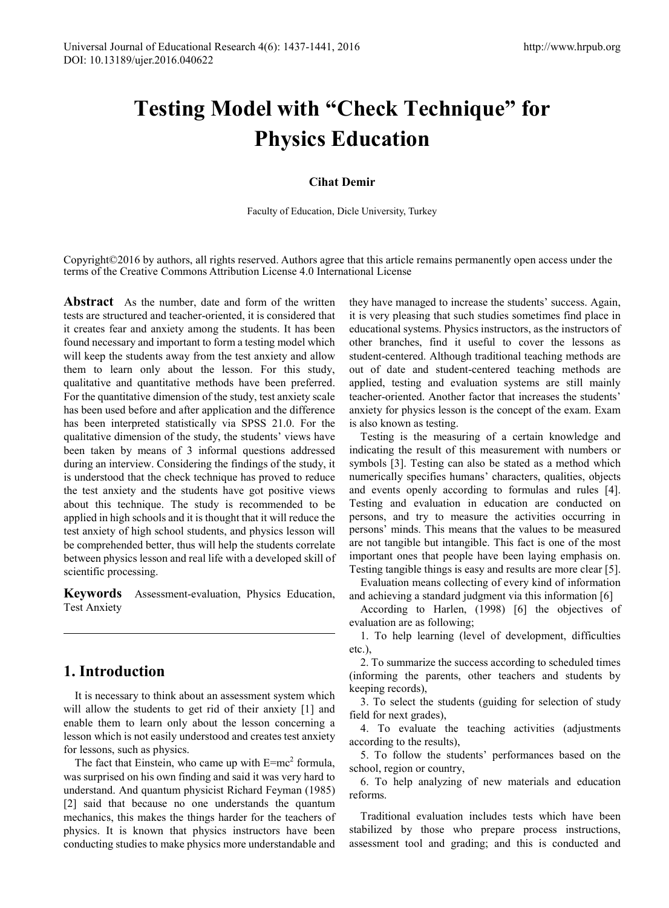# Testing Model with "Check Technique" for Physics Education

**Cihat Demir**

Faculty of Education, Dicle University, Turkey

Copyright©2016 by authors, all rights reserved. Authors agree that this article remains permanently open access under the terms of the Creative Commons Attribution License 4.0 International License

**Abstract** As the number, date and form of the written tests are structured and teacher-oriented, it is considered that it creates fear and anxiety among the students. It has been found necessary and important to form a testing model which will keep the students away from the test anxiety and allow them to learn only about the lesson. For this study, qualitative and quantitative methods have been preferred. For the quantitative dimension of the study, test anxiety scale has been used before and after application and the difference has been interpreted statistically via SPSS 21.0. For the qualitative dimension of the study, the students' views have been taken by means of 3 informal questions addressed during an interview. Considering the findings of the study, it is understood that the check technique has proved to reduce the test anxiety and the students have got positive views about this technique. The study is recommended to be applied in high schools and it is thought that it will reduce the test anxiety of high school students, and physics lesson will be comprehended better, thus will help the students correlate between physics lesson and real life with a developed skill of scientific processing.

**Keywords** Assessment-evaluation, Physics Education, Test Anxiety

## 1. Introduction

It is necessary to think about an assessment system which will allow the students to get rid of their anxiety [1] and enable them to learn only about the lesson concerning a lesson which is not easily understood and creates test anxiety for lessons, such as physics.

The fact that Einstein, who came up with $E=mc^2$ formula, was surprised on his own finding and said it was very hard to understand. And quantum physicist Richard Feyman (1985) [2] said that because no one understands the quantum mechanics, this makes the things harder for the teachers of physics. It is known that physics instructors have been conducting studies to make physics more understandable and they have managed to increase the students' success. Again, it is very pleasing that such studies sometimes find place in educational systems. Physics instructors, as the instructors of other branches, find it useful to cover the lessons as student-centered. Although traditional teaching methods are out of date and student-centered teaching methods are applied, testing and evaluation systems are still mainly teacher-oriented. Another factor that increases the students' anxiety for physics lesson is the concept of the exam. Exam is also known as testing.

Testing is the measuring of a certain knowledge and indicating the result of this measurement with numbers or symbols [3]. Testing can also be stated as a method which numerically specifies humans' characters, qualities, objects and events openly according to formulas and rules [4]. Testing and evaluation in education are conducted on persons, and try to measure the activities occurring in persons' minds. This means that the values to be measured are not tangible but intangible. This fact is one of the most important ones that people have been laying emphasis on. Testing tangible things is easy and results are more clear [5].

Evaluation means collecting of every kind of information and achieving a standard judgment via this information [6]

According to Harlen, (1998) [6] the objectives of evaluation are as following;

1. To help learning (level of development, difficulties etc.),
2. To summarize the success according to scheduled times (informing the parents, other teachers and students by keeping records),
3. To select the students (guiding for selection of study field for next grades),
4. To evaluate the teaching activities (adjustments according to the results),
5. To follow the students' performances based on the school, region or country,
6. To help analyzing of new materials and education reforms.

Traditional evaluation includes tests which have been stabilized by those who prepare process instructions, assessment tool and grading; and this is conducted and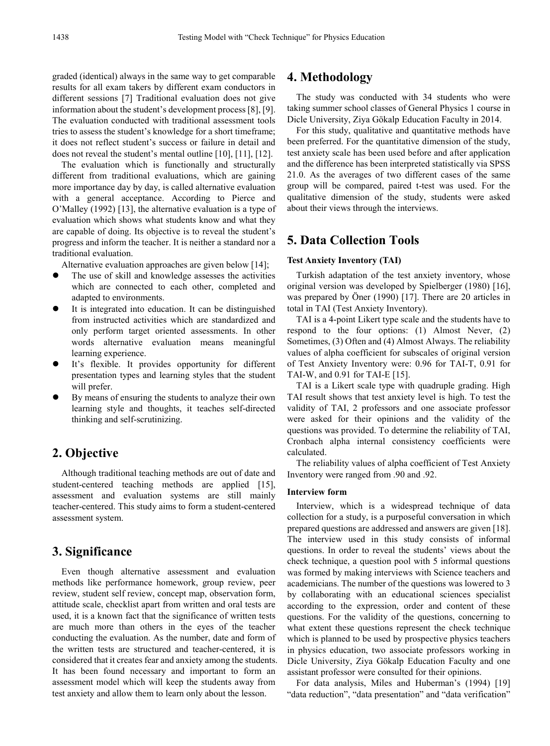graded (identical) always in the same way to get comparable results for all exam takers by different exam conductors in different sessions [7] Traditional evaluation does not give information about the student's development process [8], [9]. The evaluation conducted with traditional assessment tools tries to assess the student's knowledge for a short timeframe; it does not reflect student's success or failure in detail and does not reveal the student's mental outline [10], [11], [12].

The evaluation which is functionally and structurally different from traditional evaluations, which are gaining more importance day by day, is called alternative evaluation with a general acceptance. According to Pierce and O'Malley (1992) [13], the alternative evaluation is a type of evaluation which shows what students know and what they are capable of doing. Its objective is to reveal the student's progress and inform the teacher. It is neither a standard nor a traditional evaluation.

Alternative evaluation approaches are given below [14];

- The use of skill and knowledge assesses the activities which are connected to each other, completed and adapted to environments.
- It is integrated into education. It can be distinguished from instructed activities which are standardized and only perform target oriented assessments. In other words alternative evaluation means meaningful learning experience.
- It's flexible. It provides opportunity for different presentation types and learning styles that the student will prefer.
- By means of ensuring the students to analyze their own learning style and thoughts, it teaches self-directed thinking and self-scrutinizing.

## 2. Objective

Although traditional teaching methods are out of date and student-centered teaching methods are applied [15], assessment and evaluation systems are still mainly teacher-centered. This study aims to form a student-centered assessment system.

## 3. Significance

Even though alternative assessment and evaluation methods like performance homework, group review, peer review, student self review, concept map, observation form, attitude scale, checklist apart from written and oral tests are used, it is a known fact that the significance of written tests are much more than others in the eyes of the teacher conducting the evaluation. As the number, date and form of the written tests are structured and teacher-centered, it is considered that it creates fear and anxiety among the students. It has been found necessary and important to form an assessment model which will keep the students away from test anxiety and allow them to learn only about the lesson.

## 4. Methodology

The study was conducted with 34 students who were taking summer school classes of General Physics 1 course in Dicle University, Ziya Gökalp Education Faculty in 2014.

For this study, qualitative and quantitative methods have been preferred. For the quantitative dimension of the study, test anxiety scale has been used before and after application and the difference has been interpreted statistically via SPSS 21.0. As the averages of two different cases of the same group will be compared, paired t-test was used. For the qualitative dimension of the study, students were asked about their views through the interviews.

## 5. Data Collection Tools

**Test Anxiety Inventory (TAI)**

Turkish adaptation of the test anxiety inventory, whose original version was developed by Spielberger (1980) [16], was prepared by Öner (1990) [17]. There are 20 articles in total in TAI (Test Anxiety Inventory).

TAI is a 4-point Likert type scale and the students have to respond to the four options: (1) Almost Never, (2) Sometimes, (3) Often and (4) Almost Always. The reliability values of alpha coefficient for subscales of original version of Test Anxiety Inventory were: 0.96 for TAI-T, 0.91 for TAI-W, and 0.91 for TAI-E [15].

TAI is a Likert scale type with quadruple grading. High TAI result shows that test anxiety level is high. To test the validity of TAI, 2 professors and one associate professor were asked for their opinions and the validity of the questions was provided. To determine the reliability of TAI, Cronbach alpha internal consistency coefficients were calculated.

The reliability values of alpha coefficient of Test Anxiety Inventory were ranged from .90 and .92.

**Interview form**

Interview, which is a widespread technique of data collection for a study, is a purposeful conversation in which prepared questions are addressed and answers are given [18]. The interview used in this study consists of informal questions. In order to reveal the students' views about the check technique, a question pool with 5 informal questions was formed by making interviews with Science teachers and academicians. The number of the questions was lowered to 3 by collaborating with an educational sciences specialist according to the expression, order and content of these questions. For the validity of the questions, concerning to what extent these questions represent the check technique which is planned to be used by prospective physics teachers in physics education, two associate professors working in Dicle University, Ziya Gökalp Education Faculty and one assistant professor were consulted for their opinions.

For data analysis, Miles and Huberman's (1994) [19] "data reduction", "data presentation" and "data verification"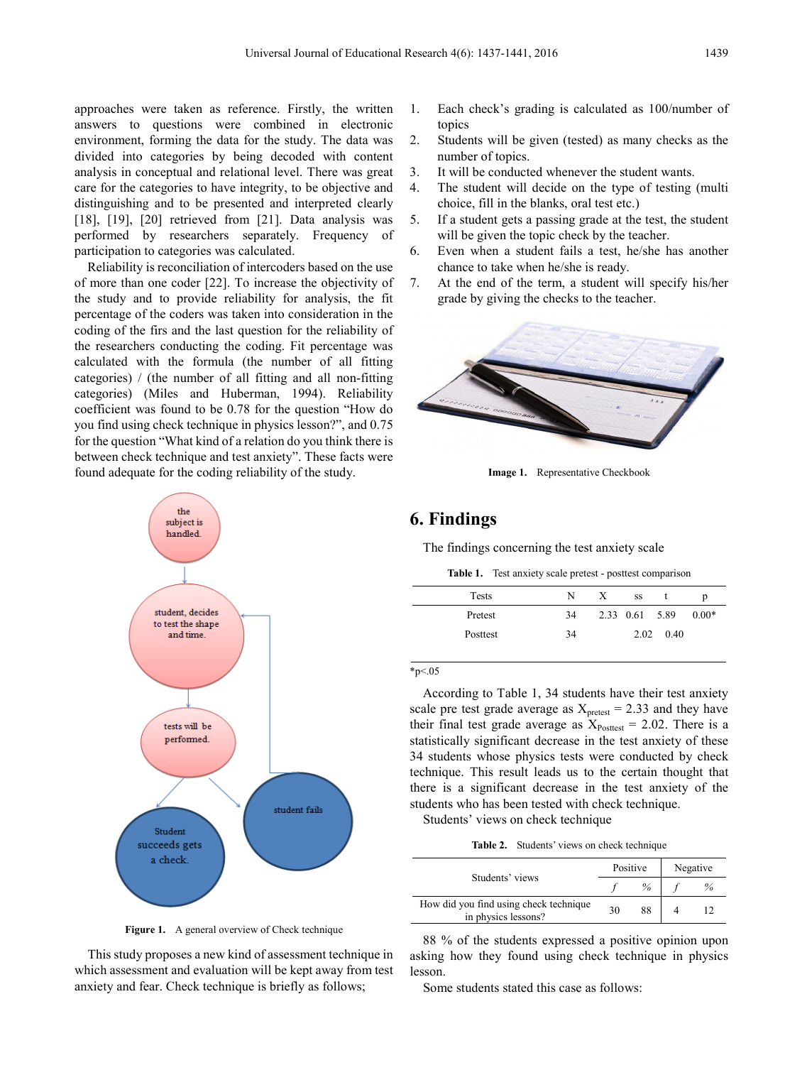approaches were taken as reference. Firstly, the written answers to questions were combined in electronic environment, forming the data for the study. The data was divided into categories by being decoded with content analysis in conceptual and relational level. There was great care for the categories to have integrity, to be objective and distinguishing and to be presented and interpreted clearly [18], [19], [20] retrieved from [21]. Data analysis was performed by researchers separately. Frequency of participation to categories was calculated.

Reliability is reconciliation of intercoders based on the use of more than one coder [22]. To increase the objectivity of the study and to provide reliability for analysis, the fit percentage of the coders was taken into consideration in the coding of the firs and the last question for the reliability of the researchers conducting the coding. Fit percentage was calculated with the formula (the number of all fitting categories) / (the number of all fitting and all non-fitting categories) (Miles and Huberman, 1994). Reliability coefficient was found to be 0.78 for the question "How do you find using check technique in physics lesson?", and 0.75 for the question "What kind of a relation do you think there is between check technique and test anxiety". These facts were found adequate for the coding reliability of the study.

the subject is handled.

student, decides to test the shape and time.

tests will be performed.

Student succeeds gets a check.

student fails

**Figure 1.** A general overview of Check technique

This study proposes a new kind of assessment technique in which assessment and evaluation will be kept away from test anxiety and fear. Check technique is briefly as follows;

1. Each check's grading is calculated as 100/number of topics
2. Students will be given (tested) as many checks as the number of topics.
3. It will be conducted whenever the student wants.
4. The student will decide on the type of testing (multi choice, fill in the blanks, oral test etc.)
5. If a student gets a passing grade at the test, the student will be given the topic check by the teacher.
6. Even when a student fails a test, he/she has another chance to take when he/she is ready.
7. At the end of the term, a student will specify his/her grade by giving the checks to the teacher.

**Image 1.** Representative Checkbook

## 6. Findings

The findings concerning the test anxiety scale

**Table 1.** Test anxiety scale pretest - posttest comparison

| Tests | N | X | ss | t | p |
|---|---|---|---|---|---|
| Pretest | 34 | 2.33 | 0.61 | 5.89 | 0.00* |
| Posttest | 34 | | 2.02 | 0.40 | |

*p<.05

According to Table 1, 34 students have their test anxiety scale pre test grade average as $X_{pretest} = 2.33$ and they have their final test grade average as $X_{Posttest} = 2.02$. There is a statistically significant decrease in the test anxiety of these 34 students whose physics tests were conducted by check technique. This result leads us to the certain thought that there is a significant decrease in the test anxiety of the students who has been tested with check technique.

Students' views on check technique

**Table 2.** Students' views on check technique

| Students' views | Positive | | Negative | |
|---|---|---|---|---|
| | f | % | f | % |
| How did you find using check technique in physics lessons? | 30 | 88 | 4 | 12 |

88 % of the students expressed a positive opinion upon asking how they found using check technique in physics lesson.

Some students stated this case as follows: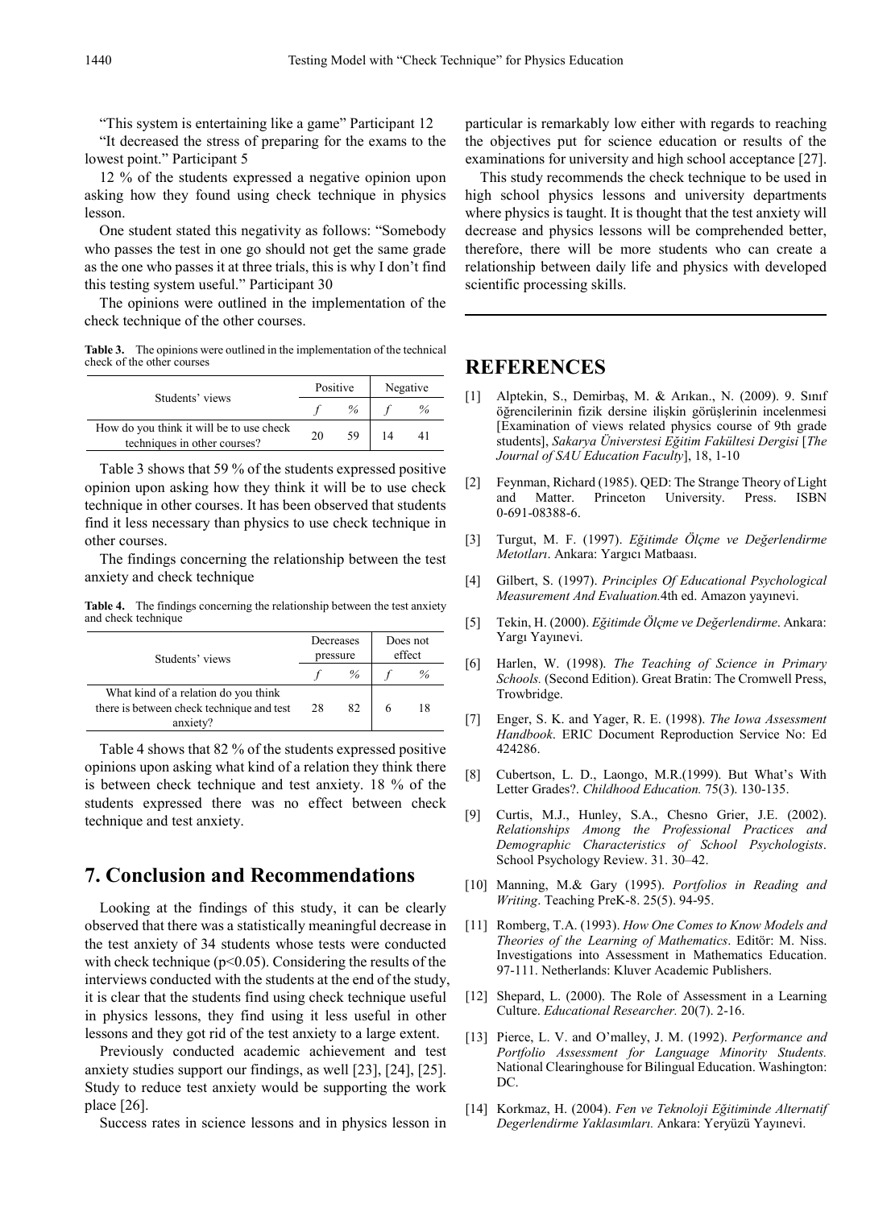"This system is entertaining like a game" Participant 12

"It decreased the stress of preparing for the exams to the lowest point." Participant 5

12 % of the students expressed a negative opinion upon asking how they found using check technique in physics lesson.

One student stated this negativity as follows: "Somebody who passes the test in one go should not get the same grade as the one who passes it at three trials, this is why I don't find this testing system useful." Participant 30

The opinions were outlined in the implementation of the check technique of the other courses.

**Table 3.** The opinions were outlined in the implementation of the technical check of the other courses

| Students' views | Positive | | Negative | |
|---|---|---|---|---|
| | *f* | *%* | *f* | *%* |
| How do you think it will be to use check techniques in other courses? | 20 | 59 | 14 | 41 |

Table 3 shows that 59 % of the students expressed positive opinion upon asking how they think it will be to use check technique in other courses. It has been observed that students find it less necessary than physics to use check technique in other courses.

The findings concerning the relationship between the test anxiety and check technique

**Table 4.** The findings concerning the relationship between the test anxiety and check technique

| Students' views | Decreases pressure | | Does not effect | |
|---|---|---|---|---|
| | *f* | *%* | *f* | *%* |
| What kind of a relation do you think there is between check technique and test anxiety? | 28 | 82 | 6 | 18 |

Table 4 shows that 82 % of the students expressed positive opinions upon asking what kind of a relation they think there is between check technique and test anxiety. 18 % of the students expressed there was no effect between check technique and test anxiety.

## 7. Conclusion and Recommendations

Looking at the findings of this study, it can be clearly observed that there was a statistically meaningful decrease in the test anxiety of 34 students whose tests were conducted with check technique ($p<0.05$). Considering the results of the interviews conducted with the students at the end of the study, it is clear that the students find using check technique useful in physics lessons, they find using it less useful in other lessons and they got rid of the test anxiety to a large extent.

Previously conducted academic achievement and test anxiety studies support our findings, as well [23], [24], [25]. Study to reduce test anxiety would be supporting the work place [26].

Success rates in science lessons and in physics lesson in particular is remarkably low either with regards to reaching the objectives put for science education or results of the examinations for university and high school acceptance [27].

This study recommends the check technique to be used in high school physics lessons and university departments where physics is taught. It is thought that the test anxiety will decrease and physics lessons will be comprehended better, therefore, there will be more students who can create a relationship between daily life and physics with developed scientific processing skills.

## REFERENCES

[1] Alptekin, S., Demirbaş, M. & Arıkan., N. (2009). 9. Sınıf öğrencilerinin fizik dersine ilişkin görüşlerinin incelenmesi [Examination of views related physics course of 9th grade students], *Sakarya Üniverstesi Eğitim Fakültesi Dergisi* [*The Journal of SAU Education Faculty*], 18, 1-10

[2] Feynman, Richard (1985). QED: The Strange Theory of Light and Matter. Princeton University. Press. ISBN 0-691-08388-6.

[3] Turgut, M. F. (1997). *Eğitimde Ölçme ve Değerlendirme Metotları*. Ankara: Yargıcı Matbaası.

[4] Gilbert, S. (1997). *Principles Of Educational Psychological Measurement And Evaluation.*4th ed. Amazon yayınevi.

[5] Tekin, H. (2000). *Eğitimde Ölçme ve Değerlendirme*. Ankara: Yargı Yayınevi.

[6] Harlen, W. (1998). *The Teaching of Science in Primary Schools.* (Second Edition). Great Bratin: The Cromwell Press, Trowbridge.

[7] Enger, S. K. and Yager, R. E. (1998). *The Iowa Assessment Handbook*. ERIC Document Reproduction Service No: Ed 424286.

[8] Cubertson, L. D., Laongo, M.R.(1999). But What's With Letter Grades?. *Childhood Education.* 75(3). 130-135.

[9] Curtis, M.J., Hunley, S.A., Chesno Grier, J.E. (2002). *Relationships Among the Professional Practices and Demographic Characteristics of School Psychologists*. School Psychology Review. 31. 30–42.

[10] Manning, M.& Gary (1995). *Portfolios in Reading and Writing*. Teaching PreK-8. 25(5). 94-95.

[11] Romberg, T.A. (1993). *How One Comes to Know Models and Theories of the Learning of Mathematics*. Editör: M. Niss. Investigations into Assessment in Mathematics Education. 97-111. Netherlands: Kluver Academic Publishers.

[12] Shepard, L. (2000). The Role of Assessment in a Learning Culture. *Educational Researcher.* 20(7). 2-16.

[13] Pierce, L. V. and O'malley, J. M. (1992). *Performance and Portfolio Assessment for Language Minority Students.* National Clearinghouse for Bilingual Education. Washington: DC.

[14] Korkmaz, H. (2004). *Fen ve Teknoloji Eğitiminde Alternatif Degerlendirme Yaklasımları.* Ankara: Yeryüzü Yayınevi.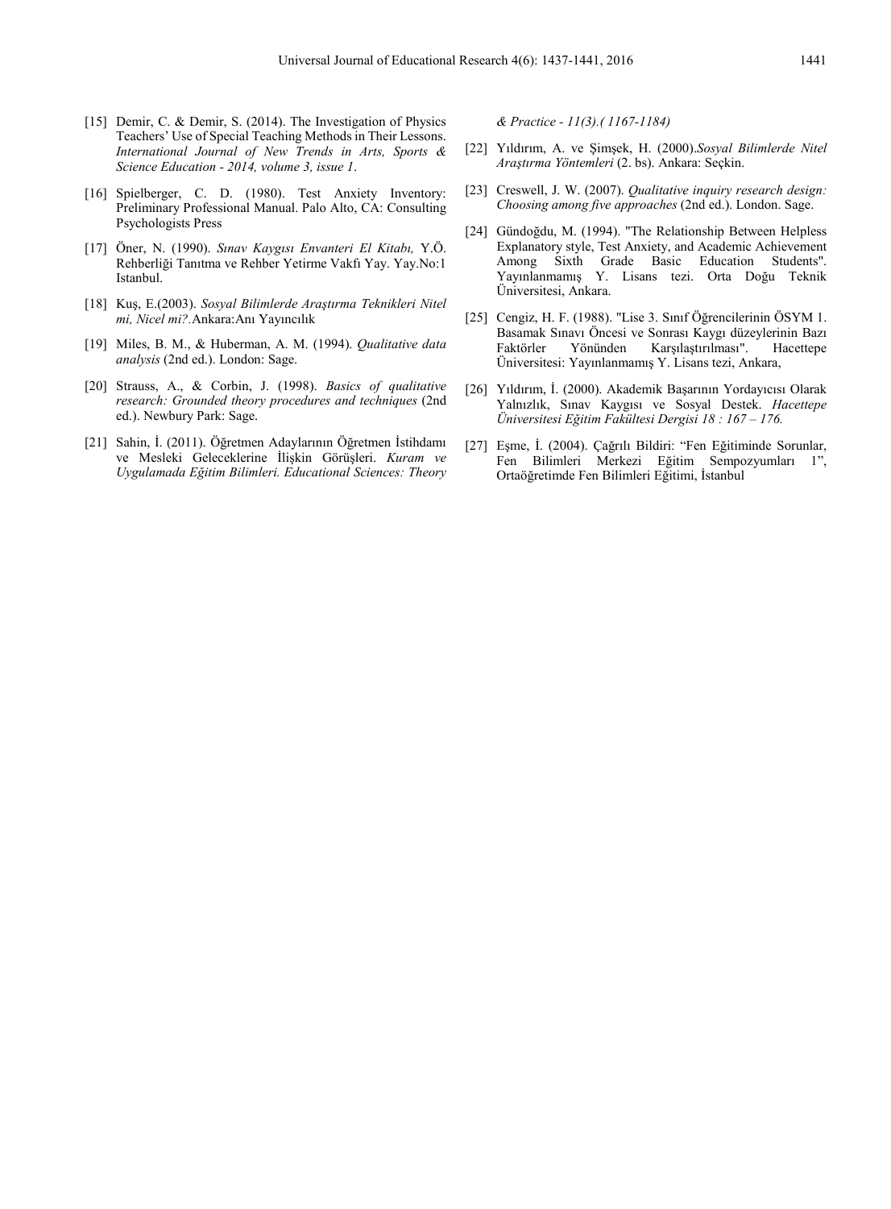[15] Demir, C. & Demir, S. (2014). The Investigation of Physics Teachers' Use of Special Teaching Methods in Their Lessons. *International Journal of New Trends in Arts, Sports & Science Education - 2014, volume 3, issue 1*.

[16] Spielberger, C. D. (1980). Test Anxiety Inventory: Preliminary Professional Manual. Palo Alto, CA: Consulting Psychologists Press

[17] Öner, N. (1990). *Sınav Kaygısı Envanteri El Kitabı,* Y.Ö. Rehberliği Tanıtma ve Rehber Yetirme Vakfı Yay. Yay.No:1 Istanbul.

[18] Kuş, E.(2003). *Sosyal Bilimlerde Araştırma Teknikleri Nitel mi, Nicel mi?.*Ankara:Anı Yayıncılık

[19] Miles, B. M., & Huberman, A. M. (1994). *Qualitative data analysis* (2nd ed.). London: Sage.

[20] Strauss, A., & Corbin, J. (1998). *Basics of qualitative research: Grounded theory procedures and techniques* (2nd ed.). Newbury Park: Sage.

[21] Sahin, İ. (2011). Öğretmen Adaylarının Öğretmen İstihdamı ve Mesleki Geleceklerine İlişkin Görüşleri. *Kuram ve Uygulamada Eğitim Bilimleri. Educational Sciences: Theory & Practice - 11(3).( 1167-1184)*

[22] Yıldırım, A. ve Şimşek, H. (2000).*Sosyal Bilimlerde Nitel Araştırma Yöntemleri* (2. bs). Ankara: Seçkin.

[23] Creswell, J. W. (2007). *Qualitative inquiry research design: Choosing among five approaches* (2nd ed.). London. Sage.

[24] Gündoğdu, M. (1994). "The Relationship Between Helpless Explanatory style, Test Anxiety, and Academic Achievement Among Sixth Grade Basic Education Students". Yayınlanmamış Y. Lisans tezi. Orta Doğu Teknik Üniversitesi, Ankara.

[25] Cengiz, H. F. (1988). "Lise 3. Sınıf Öğrencilerinin ÖSYM 1. Basamak Sınavı Öncesi ve Sonrası Kaygı düzeylerinin Bazı Faktörler Yönünden Karşılaştırılması". Hacettepe Üniversitesi: Yayınlanmamış Y. Lisans tezi, Ankara,

[26] Yıldırım, İ. (2000). Akademik Başarının Yordayıcısı Olarak Yalnızlık, Sınav Kaygısı ve Sosyal Destek. *Hacettepe Üniversitesi Eğitim Fakültesi Dergisi 18 : 167 – 176.*

[27] Eşme, İ. (2004). Çağrılı Bildiri: "Fen Eğitiminde Sorunlar, Fen Bilimleri Merkezi Eğitim Sempozyumları 1", Ortaöğretimde Fen Bilimleri Eğitimi, İstanbul